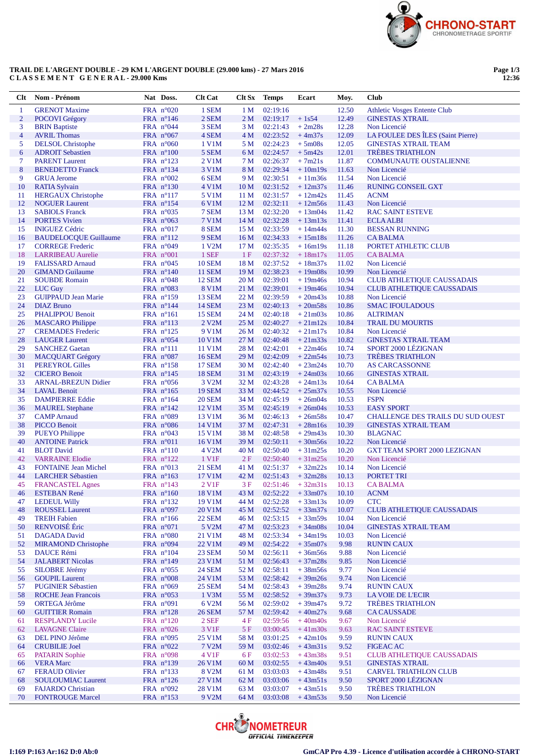**TRAIL DE L'ARGENT DOUBLE - 29 KM L'ARGENT DOUBLE (29.000 kms) - 27 Mars 2016**
**C L A S S E M E N T G E N E R A L - 29.000 Kms**

| Clt | Nom - Prénom | Nat | Doss. | Clt Cat | Clt Sx | Temps | Ecart | Moy. | Club |
|---|---|---|---|---|---|---|---|---|---|
| 1 | GRENOT Maxime | FRA | n°020 | 1 SEM | 1 M | 02:19:16 | | 12.50 | Athletic Vosges Entente Club |
| 2 | POCOVI Grégory | FRA | n°146 | 2 SEM | 2 M | 02:19:17 | + 1s54 | 12.49 | GINESTAS XTRAIL |
| 3 | BRIN Baptiste | FRA | n°044 | 3 SEM | 3 M | 02:21:43 | + 2m28s | 12.28 | Non Licencié |
| 4 | AVRIL Thomas | FRA | n°067 | 4 SEM | 4 M | 02:23:52 | + 4m37s | 12.09 | LA FOULEE DES ÎLES (Saint Pierre) |
| 5 | DELSOL Christophe | FRA | n°060 | 1 V1M | 5 M | 02:24:23 | + 5m08s | 12.05 | GINESTAS XTRAIL TEAM |
| 6 | ADROIT Sebastien | FRA | n°100 | 5 SEM | 6 M | 02:24:57 | + 5m42s | 12.01 | TRÈBES TRIATHLON |
| 7 | PARENT Laurent | FRA | n°123 | 2 V1M | 7 M | 02:26:37 | + 7m21s | 11.87 | COMMUNAUTE OUSTALIENNE |
| 8 | BENEDETTO Franck | FRA | n°134 | 3 V1M | 8 M | 02:29:34 | + 10m19s | 11.63 | Non Licencié |
| 9 | GRUA Jerome | FRA | n°002 | 6 SEM | 9 M | 02:30:51 | + 11m36s | 11.54 | Non Licencié |
| 10 | RATIA Sylvain | FRA | n°130 | 4 V1M | 10 M | 02:31:52 | + 12m37s | 11.46 | RUNING CONSEIL GXT |
| 11 | HERGAUX Christophe | FRA | n°117 | 5 V1M | 11 M | 02:31:57 | + 12m42s | 11.45 | ACNM |
| 12 | NOGUER Laurent | FRA | n°154 | 6 V1M | 12 M | 02:32:11 | + 12m56s | 11.43 | Non Licencié |
| 13 | SABIOLS Franck | FRA | n°035 | 7 SEM | 13 M | 02:32:20 | + 13m04s | 11.42 | RAC SAINT ESTEVE |
| 14 | PORTES Vivien | FRA | n°063 | 7 V1M | 14 M | 02:32:28 | + 13m13s | 11.41 | ECLA ALBI |
| 15 | INIGUEZ Cédric | FRA | n°017 | 8 SEM | 15 M | 02:33:59 | + 14m44s | 11.30 | BESSAN RUNNING |
| 16 | BAUDELOCQUE Guillaume | FRA | n°112 | 9 SEM | 16 M | 02:34:33 | + 15m18s | 11.26 | CA BALMA |
| 17 | CORREGE Frederic | FRA | n°049 | 1 V2M | 17 M | 02:35:35 | + 16m19s | 11.18 | PORTET ATHLETIC CLUB |
| 18 | LARRIBEAU Aurelie | FRA | n°001 | 1 SEF | 1 F | 02:37:32 | + 18m17s | 11.05 | CA BALMA |
| 19 | FALISSARD Arnaud | FRA | n°045 | 10 SEM | 18 M | 02:37:52 | + 18m37s | 11.02 | Non Licencié |
| 20 | GIMAND Guilaume | FRA | n°140 | 11 SEM | 19 M | 02:38:23 | + 19m08s | 10.99 | Non Licencié |
| 21 | SOUBDE Romain | FRA | n°048 | 12 SEM | 20 M | 02:39:01 | + 19m46s | 10.94 | CLUB ATHLETIQUE CAUSSADAIS |
| 22 | LUC Guy | FRA | n°083 | 8 V1M | 21 M | 02:39:01 | + 19m46s | 10.94 | CLUB ATHLETIQUE CAUSSADAIS |
| 23 | GUIPPAUD Jean Marie | FRA | n°159 | 13 SEM | 22 M | 02:39:59 | + 20m43s | 10.88 | Non Licencié |
| 24 | DIAZ Bruno | FRA | n°144 | 14 SEM | 23 M | 02:40:13 | + 20m58s | 10.86 | SMAC IFOULADOUS |
| 25 | PHALIPPOU Benoit | FRA | n°161 | 15 SEM | 24 M | 02:40:18 | + 21m03s | 10.86 | ALTRIMAN |
| 26 | MASCARO Philippe | FRA | n°113 | 2 V2M | 25 M | 02:40:27 | + 21m12s | 10.84 | TRAIL DU MOURTIS |
| 27 | CREMADES Frederic | FRA | n°125 | 9 V1M | 26 M | 02:40:32 | + 21m17s | 10.84 | Non Licencié |
| 28 | LAUGER Laurent | FRA | n°054 | 10 V1M | 27 M | 02:40:48 | + 21m33s | 10.82 | GINESTAS XTRAIL TEAM |
| 29 | SANCHEZ Gaetan | FRA | n°111 | 11 V1M | 28 M | 02:42:01 | + 22m46s | 10.74 | SPORT 2000 LÉZIGNAN |
| 30 | MACQUART Grégory | FRA | n°087 | 16 SEM | 29 M | 02:42:09 | + 22m54s | 10.73 | TRÈBES TRIATHLON |
| 31 | PEREYROL Gilles | FRA | n°158 | 17 SEM | 30 M | 02:42:40 | + 23m24s | 10.70 | AS CARCASSONNE |
| 32 | CICERO Benoit | FRA | n°145 | 18 SEM | 31 M | 02:43:19 | + 24m03s | 10.66 | GINESTAS XTRAIL |
| 33 | ARNAL-BREZUN Didier | FRA | n°056 | 3 V2M | 32 M | 02:43:28 | + 24m13s | 10.64 | CA BALMA |
| 34 | LAVAL Benoit | FRA | n°165 | 19 SEM | 33 M | 02:44:52 | + 25m37s | 10.55 | Non Licencié |
| 35 | DAMPIERRE Eddie | FRA | n°164 | 20 SEM | 34 M | 02:45:19 | + 26m04s | 10.53 | FSPN |
| 36 | MAUREL Stephane | FRA | n°142 | 12 V1M | 35 M | 02:45:19 | + 26m04s | 10.53 | EASY SPORT |
| 37 | CAMP Arnaud | FRA | n°089 | 13 V1M | 36 M | 02:46:13 | + 26m58s | 10.47 | CHALLENGE DES TRAILS DU SUD OUEST |
| 38 | PICCO Benoit | FRA | n°086 | 14 V1M | 37 M | 02:47:31 | + 28m16s | 10.39 | GINESTAS XTRAIL TEAM |
| 39 | PUEYO Philippe | FRA | n°043 | 15 V1M | 38 M | 02:48:58 | + 29m43s | 10.30 | BLAGNAC |
| 40 | ANTOINE Patrick | FRA | n°011 | 16 V1M | 39 M | 02:50:11 | + 30m56s | 10.22 | Non Licencié |
| 41 | BLOT David | FRA | n°110 | 4 V2M | 40 M | 02:50:40 | + 31m25s | 10.20 | GXT TEAM SPORT 2000 LEZIGNAN |
| 42 | VARRAINE Elodie | FRA | n°122 | 1 V1F | 2 F | 02:50:40 | + 31m25s | 10.20 | Non Licencié |
| 43 | FONTAINE Jean Michel | FRA | n°013 | 21 SEM | 41 M | 02:51:37 | + 32m22s | 10.14 | Non Licencié |
| 44 | LARCHER Sébastien | FRA | n°163 | 17 V1M | 42 M | 02:51:43 | + 32m28s | 10.13 | PORTET TRI |
| 45 | FRANCASTEL Agnes | FRA | n°143 | 2 V1F | 3 F | 02:51:46 | + 32m31s | 10.13 | CA BALMA |
| 46 | ESTEBAN René | FRA | n°160 | 18 V1M | 43 M | 02:52:22 | + 33m07s | 10.10 | ACNM |
| 47 | LEDEUL Willy | FRA | n°132 | 19 V1M | 44 M | 02:52:28 | + 33m13s | 10.09 | CTC |
| 48 | ROUSSEL Laurent | FRA | n°097 | 20 V1M | 45 M | 02:52:52 | + 33m37s | 10.07 | CLUB ATHLETIQUE CAUSSADAIS |
| 49 | TREIH Fabien | FRA | n°166 | 22 SEM | 46 M | 02:53:15 | + 33m59s | 10.04 | Non Licencié |
| 50 | RENVOISÉ Éric | FRA | n°071 | 5 V2M | 47 M | 02:53:23 | + 34m08s | 10.04 | GINESTAS XTRAIL TEAM |
| 51 | DAGADA David | FRA | n°080 | 21 V1M | 48 M | 02:53:34 | + 34m19s | 10.03 | Non Licencié |
| 52 | MIRAMOND Christophe | FRA | n°094 | 22 V1M | 49 M | 02:54:22 | + 35m07s | 9.98 | RUN'IN CAUX |
| 53 | DAUCE Rémi | FRA | n°104 | 23 SEM | 50 M | 02:56:11 | + 36m56s | 9.88 | Non Licencié |
| 54 | JALABERT Nicolas | FRA | n°149 | 23 V1M | 51 M | 02:56:43 | + 37m28s | 9.85 | Non Licencié |
| 55 | SILOBRE Jérémy | FRA | n°055 | 24 SEM | 52 M | 02:58:11 | + 38m56s | 9.77 | Non Licencié |
| 56 | GOUPIL Laurent | FRA | n°008 | 24 V1M | 53 M | 02:58:42 | + 39m26s | 9.74 | Non Licencié |
| 57 | PUGINIER Sébastien | FRA | n°069 | 25 SEM | 54 M | 02:58:43 | + 39m28s | 9.74 | RUN'IN CAUX |
| 58 | ROCHE Jean Francois | FRA | n°053 | 1 V3M | 55 M | 02:58:52 | + 39m37s | 9.73 | LA VOIE DE L'ECIR |
| 59 | ORTEGA Jérôme | FRA | n°091 | 6 V2M | 56 M | 02:59:02 | + 39m47s | 9.72 | TRÈBES TRIATHLON |
| 60 | GUITTIER Romain | FRA | n°128 | 26 SEM | 57 M | 02:59:42 | + 40m27s | 9.68 | CA CAUSSADE |
| 61 | RESPLANDY Lucile | FRA | n°120 | 2 SEF | 4 F | 02:59:56 | + 40m40s | 9.67 | Non Licencié |
| 62 | LAVAGNE Claire | FRA | n°026 | 3 V1F | 5 F | 03:00:45 | + 41m30s | 9.63 | RAC SAINT ESTEVE |
| 63 | DEL PINO Jérôme | FRA | n°095 | 25 V1M | 58 M | 03:01:25 | + 42m10s | 9.59 | RUN'IN CAUX |
| 64 | CRUBILIE Joel | FRA | n°022 | 7 V2M | 59 M | 03:02:46 | + 43m31s | 9.52 | FIGEAC AC |
| 65 | PATARIN Sophie | FRA | n°098 | 4 V1F | 6 F | 03:02:53 | + 43m38s | 9.51 | CLUB ATHLETIQUE CAUSSADAIS |
| 66 | VERA Marc | FRA | n°139 | 26 V1M | 60 M | 03:02:55 | + 43m40s | 9.51 | GINESTAS XTRAIL |
| 67 | FERAUD Olivier | FRA | n°133 | 8 V2M | 61 M | 03:03:03 | + 43m48s | 9.51 | CARVEL TRIATHLON CLUB |
| 68 | SOULOUMIAC Laurent | FRA | n°126 | 27 V1M | 62 M | 03:03:06 | + 43m51s | 9.50 | SPORT 2000 LÉZIGNAN |
| 69 | FAJARDO Christian | FRA | n°092 | 28 V1M | 63 M | 03:03:07 | + 43m51s | 9.50 | TRÈBES TRIATHLON |
| 70 | FONTROUGE Marcel | FRA | n°153 | 9 V2M | 64 M | 03:03:08 | + 43m53s | 9.50 | Non Licencié |

I:169 P:163 Ar:162 D:0 Ab:0

GmCAP Pro 4.39 - Licence d'utilisation accordée à CHRONO-START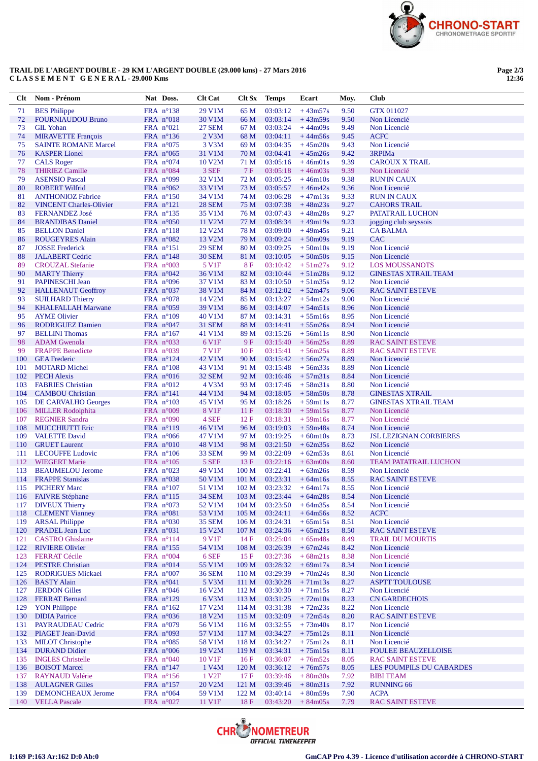**TRAIL DE L'ARGENT DOUBLE - 29 KM L'ARGENT DOUBLE (29.000 kms) - 27 Mars 2016**
**C L A S S E M E N T   G E N E R A L - 29.000 Kms**

| Clt | Nom - Prénom | Nat | Doss. | Clt Cat | Clt Sx | Temps | Ecart | Moy. | Club |
|---|---|---|---|---|---|---|---|---|---|
| 71 | BES Philippe | FRA | n°138 | 29 V1M | 65 M | 03:03:12 | + 43m57s | 9.50 | GTX 011027 |
| 72 | FOURNIAUDOU Bruno | FRA | n°018 | 30 V1M | 66 M | 03:03:14 | + 43m59s | 9.50 | Non Licencié |
| 73 | GIL Yohan | FRA | n°021 | 27 SEM | 67 M | 03:03:24 | + 44m09s | 9.49 | Non Licencié |
| 74 | MIRAVETTE François | FRA | n°136 | 2 V3M | 68 M | 03:04:11 | + 44m56s | 9.45 | ACFC |
| 75 | SAINTE ROMANE Marcel | FRA | n°075 | 3 V3M | 69 M | 03:04:35 | + 45m20s | 9.43 | Non Licencié |
| 76 | KASPER Lionel | FRA | n°065 | 31 V1M | 70 M | 03:04:41 | + 45m26s | 9.42 | 3RPIMa |
| 77 | CALS Roger | FRA | n°074 | 10 V2M | 71 M | 03:05:16 | + 46m01s | 9.39 | CAROUX X TRAIL |
| 78 | THIRIEZ Camille | FRA | n°084 | 3 SEF | 7 F | 03:05:18 | + 46m03s | 9.39 | Non Licencié |
| 79 | ASENSIO Pascal | FRA | n°099 | 32 V1M | 72 M | 03:05:25 | + 46m10s | 9.38 | RUN'IN CAUX |
| 80 | ROBERT Wilfrid | FRA | n°062 | 33 V1M | 73 M | 03:05:57 | + 46m42s | 9.36 | Non Licencié |
| 81 | ANTHONIOZ Fabrice | FRA | n°150 | 34 V1M | 74 M | 03:06:28 | + 47m13s | 9.33 | RUN IN CAUX |
| 82 | VINCENT Charles-Olivier | FRA | n°121 | 28 SEM | 75 M | 03:07:38 | + 48m23s | 9.27 | CAHORS TRAIL |
| 83 | FERNANDEZ José | FRA | n°135 | 35 V1M | 76 M | 03:07:43 | + 48m28s | 9.27 | PATATRAIL LUCHON |
| 84 | BRANDIBAS Daniel | FRA | n°050 | 11 V2M | 77 M | 03:08:34 | + 49m19s | 9.23 | jogging club seyssois |
| 85 | BELLON Daniel | FRA | n°118 | 12 V2M | 78 M | 03:09:00 | + 49m45s | 9.21 | CA BALMA |
| 86 | ROUGEYRES Alain | FRA | n°082 | 13 V2M | 79 M | 03:09:24 | + 50m09s | 9.19 | CAC |
| 87 | JOSSE Frederick | FRA | n°151 | 29 SEM | 80 M | 03:09:25 | + 50m10s | 9.19 | Non Licencié |
| 88 | JALABERT Cedric | FRA | n°148 | 30 SEM | 81 M | 03:10:05 | + 50m50s | 9.15 | Non Licencié |
| 89 | CROUZAL Stefanie | FRA | n°003 | 5 V1F | 8 F | 03:10:42 | + 51m27s | 9.12 | LOS MOUSSANOTS |
| 90 | MARTY Thierry | FRA | n°042 | 36 V1M | 82 M | 03:10:44 | + 51m28s | 9.12 | GINESTAS XTRAIL TEAM |
| 91 | PAPINESCHI Jean | FRA | n°096 | 37 V1M | 83 M | 03:10:50 | + 51m35s | 9.12 | Non Licencié |
| 92 | HALLENAUT Geoffroy | FRA | n°037 | 38 V1M | 84 M | 03:12:02 | + 52m47s | 9.06 | RAC SAINT ESTEVE |
| 93 | SUILHARD Thierry | FRA | n°078 | 14 V2M | 85 M | 03:13:27 | + 54m12s | 9.00 | Non Licencié |
| 94 | KHALFALLAH Marwane | FRA | n°059 | 39 V1M | 86 M | 03:14:07 | + 54m51s | 8.96 | Non Licencié |
| 95 | AYME Olivier | FRA | n°109 | 40 V1M | 87 M | 03:14:31 | + 55m16s | 8.95 | Non Licencié |
| 96 | RODRIGUEZ Damien | FRA | n°047 | 31 SEM | 88 M | 03:14:41 | + 55m26s | 8.94 | Non Licencié |
| 97 | BELLINI Thomas | FRA | n°167 | 41 V1M | 89 M | 03:15:26 | + 56m11s | 8.90 | Non Licencié |
| 98 | ADAM Gwenola | FRA | n°033 | 6 V1F | 9 F | 03:15:40 | + 56m25s | 8.89 | RAC SAINT ESTEVE |
| 99 | FRAPPE Benedicte | FRA | n°039 | 7 V1F | 10 F | 03:15:41 | + 56m25s | 8.89 | RAC SAINT ESTEVE |
| 100 | GEA Frederic | FRA | n°124 | 42 V1M | 90 M | 03:15:42 | + 56m27s | 8.89 | Non Licencié |
| 101 | MOTARD Michel | FRA | n°108 | 43 V1M | 91 M | 03:15:48 | + 56m33s | 8.89 | Non Licencié |
| 102 | PECH Alexis | FRA | n°016 | 32 SEM | 92 M | 03:16:46 | + 57m31s | 8.84 | Non Licencié |
| 103 | FABRIES Christian | FRA | n°012 | 4 V3M | 93 M | 03:17:46 | + 58m31s | 8.80 | Non Licencié |
| 104 | CAMBOU Christian | FRA | n°141 | 44 V1M | 94 M | 03:18:05 | + 58m50s | 8.78 | GINESTAS XTRAIL |
| 105 | DE CARVALHO Georges | FRA | n°103 | 45 V1M | 95 M | 03:18:26 | + 59m11s | 8.77 | GINESTAS XTRAIL TEAM |
| 106 | MILLER Rodolphita | FRA | n°009 | 8 V1F | 11 F | 03:18:30 | + 59m15s | 8.77 | Non Licencié |
| 107 | REGNIER Sandra | FRA | n°090 | 4 SEF | 12 F | 03:18:31 | + 59m16s | 8.77 | Non Licencié |
| 108 | MUCCHIUTTI Eric | FRA | n°119 | 46 V1M | 96 M | 03:19:03 | + 59m48s | 8.74 | Non Licencié |
| 109 | VALETTE David | FRA | n°066 | 47 V1M | 97 M | 03:19:25 | + 60m10s | 8.73 | JSL LEZIGNAN CORBIERES |
| 110 | GRUET Laurent | FRA | n°010 | 48 V1M | 98 M | 03:21:50 | + 62m35s | 8.62 | Non Licencié |
| 111 | LECOUFFE Ludovic | FRA | n°106 | 33 SEM | 99 M | 03:22:09 | + 62m53s | 8.61 | Non Licencié |
| 112 | WIEGERT Marie | FRA | n°105 | 5 SEF | 13 F | 03:22:16 | + 63m00s | 8.60 | TEAM PATATRAIL LUCHON |
| 113 | BEAUMELOU Jerome | FRA | n°023 | 49 V1M | 100 M | 03:22:41 | + 63m26s | 8.59 | Non Licencié |
| 114 | FRAPPE Stanislas | FRA | n°038 | 50 V1M | 101 M | 03:23:31 | + 64m16s | 8.55 | RAC SAINT ESTEVE |
| 115 | PICHERY Marc | FRA | n°107 | 51 V1M | 102 M | 03:23:32 | + 64m17s | 8.55 | Non Licencié |
| 116 | FAIVRE Stéphane | FRA | n°115 | 34 SEM | 103 M | 03:23:44 | + 64m28s | 8.54 | Non Licencié |
| 117 | DIVEUX Thierry | FRA | n°073 | 52 V1M | 104 M | 03:23:50 | + 64m35s | 8.54 | Non Licencié |
| 118 | CLEMENT Vianney | FRA | n°081 | 53 V1M | 105 M | 03:24:11 | + 64m56s | 8.52 | ACFC |
| 119 | ARSAL Philippe | FRA | n°030 | 35 SEM | 106 M | 03:24:31 | + 65m15s | 8.51 | Non Licencié |
| 120 | PRADEL Jean Luc | FRA | n°031 | 15 V2M | 107 M | 03:24:36 | + 65m21s | 8.50 | RAC SAINT ESTEVE |
| 121 | CASTRO Ghislaine | FRA | n°114 | 9 V1F | 14 F | 03:25:04 | + 65m48s | 8.49 | TRAIL DU MOURTIS |
| 122 | RIVIERE Olivier | FRA | n°155 | 54 V1M | 108 M | 03:26:39 | + 67m24s | 8.42 | Non Licencié |
| 123 | FERRAT Cécile | FRA | n°004 | 6 SEF | 15 F | 03:27:36 | + 68m21s | 8.38 | Non Licencié |
| 124 | PESTRE Christian | FRA | n°014 | 55 V1M | 109 M | 03:28:32 | + 69m17s | 8.34 | Non Licencié |
| 125 | RODRIGUES Mickael | FRA | n°007 | 36 SEM | 110 M | 03:29:39 | + 70m24s | 8.30 | Non Licencié |
| 126 | BASTY Alain | FRA | n°041 | 5 V3M | 111 M | 03:30:28 | + 71m13s | 8.27 | ASPTT TOULOUSE |
| 127 | JERDON Gilles | FRA | n°046 | 16 V2M | 112 M | 03:30:30 | + 71m15s | 8.27 | Non Licencié |
| 128 | FERRAT Bernard | FRA | n°129 | 6 V3M | 113 M | 03:31:25 | + 72m10s | 8.23 | CN GARDECHOIS |
| 129 | YON Philippe | FRA | n°162 | 17 V2M | 114 M | 03:31:38 | + 72m23s | 8.22 | Non Licencié |
| 130 | DIDIA Patrice | FRA | n°036 | 18 V2M | 115 M | 03:32:09 | + 72m54s | 8.20 | RAC SAINT ESTEVE |
| 131 | PAYRAUDEAU Cedric | FRA | n°079 | 56 V1M | 116 M | 03:32:55 | + 73m40s | 8.17 | Non Licencié |
| 132 | PIAGET Jean-David | FRA | n°093 | 57 V1M | 117 M | 03:34:27 | + 75m12s | 8.11 | Non Licencié |
| 133 | MILOT Christophe | FRA | n°085 | 58 V1M | 118 M | 03:34:27 | + 75m12s | 8.11 | Non Licencié |
| 134 | DURAND Didier | FRA | n°006 | 19 V2M | 119 M | 03:34:31 | + 75m15s | 8.11 | FOULEE BEAUZELLOISE |
| 135 | INGLES Christelle | FRA | n°040 | 10 V1F | 16 F | 03:36:07 | + 76m52s | 8.05 | RAC SAINT ESTEVE |
| 136 | BOISOT Marcel | FRA | n°147 | 1 V4M | 120 M | 03:36:12 | + 76m57s | 8.05 | LES POUMPILS DU CABARDES |
| 137 | RAYNAUD Valérie | FRA | n°156 | 1 V2F | 17 F | 03:39:46 | + 80m30s | 7.92 | BIBI TEAM |
| 138 | AULAGNER Gilles | FRA | n°157 | 20 V2M | 121 M | 03:39:46 | + 80m31s | 7.92 | RUNNING 66 |
| 139 | DEMONCHEAUX Jerome | FRA | n°064 | 59 V1M | 122 M | 03:40:14 | + 80m59s | 7.90 | ACPA |
| 140 | VELLA Pascale | FRA | n°027 | 11 V1F | 18 F | 03:43:20 | + 84m05s | 7.79 | RAC SAINT ESTEVE |

I:169 P:163 Ar:162 D:0 Ab:0

GmCAP Pro 4.39 - Licence d'utilisation accordée à CHRONO-START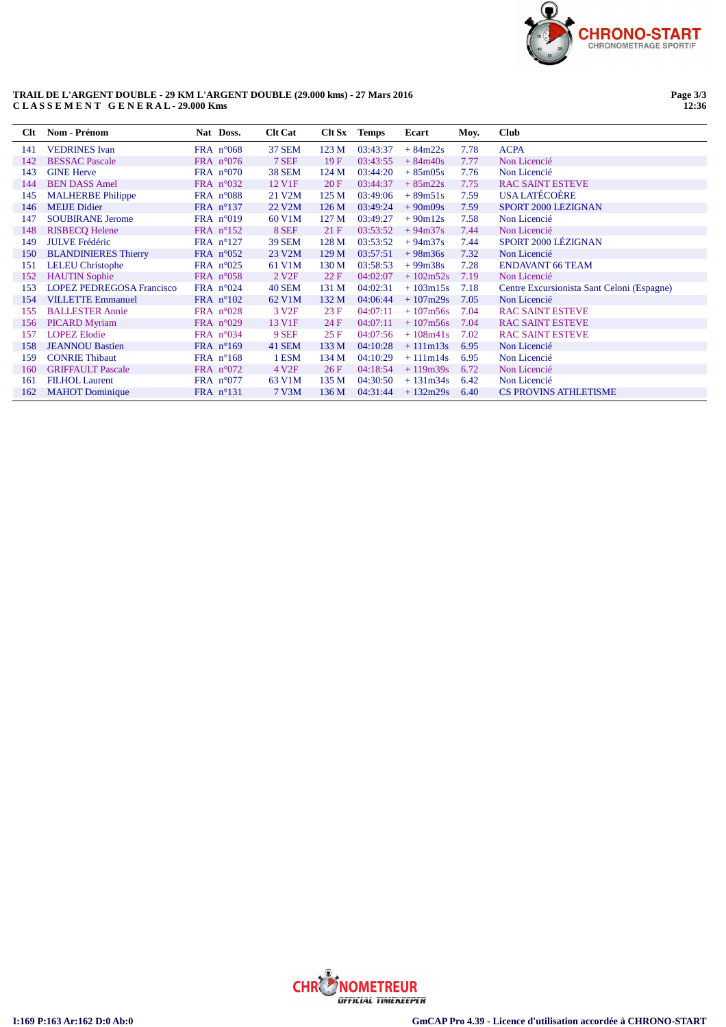**TRAIL DE L'ARGENT DOUBLE - 29 KM L'ARGENT DOUBLE (29.000 kms) - 27 Mars 2016**
**C L A S S E M E N T   G E N E R A L - 29.000 Kms**

| Clt | Nom - Prénom | Nat | Doss. | Clt Cat | Clt Sx | Temps | Ecart | Moy. | Club |
|---|---|---|---|---|---|---|---|---|---|
| 141 | VEDRINES Ivan | FRA | n°068 | 37 SEM | 123 M | 03:43:37 | + 84m22s | 7.78 | ACPA |
| 142 | BESSAC Pascale | FRA | n°076 | 7 SEF | 19 F | 03:43:55 | + 84m40s | 7.77 | Non Licencié |
| 143 | GINE Herve | FRA | n°070 | 38 SEM | 124 M | 03:44:20 | + 85m05s | 7.76 | Non Licencié |
| 144 | BEN DASS Amel | FRA | n°032 | 12 V1F | 20 F | 03:44:37 | + 85m22s | 7.75 | RAC SAINT ESTEVE |
| 145 | MALHERBE Philippe | FRA | n°088 | 21 V2M | 125 M | 03:49:06 | + 89m51s | 7.59 | USA LATÉCOÈRE |
| 146 | MEIJE Didier | FRA | n°137 | 22 V2M | 126 M | 03:49:24 | + 90m09s | 7.59 | SPORT 2000 LEZIGNAN |
| 147 | SOUBIRANE Jerome | FRA | n°019 | 60 V1M | 127 M | 03:49:27 | + 90m12s | 7.58 | Non Licencié |
| 148 | RISBECQ Helene | FRA | n°152 | 8 SEF | 21 F | 03:53:52 | + 94m37s | 7.44 | Non Licencié |
| 149 | JULVE Frédéric | FRA | n°127 | 39 SEM | 128 M | 03:53:52 | + 94m37s | 7.44 | SPORT 2000 LÉZIGNAN |
| 150 | BLANDINIERES Thierry | FRA | n°052 | 23 V2M | 129 M | 03:57:51 | + 98m36s | 7.32 | Non Licencié |
| 151 | LELEU Christophe | FRA | n°025 | 61 V1M | 130 M | 03:58:53 | + 99m38s | 7.28 | ENDAVANT 66 TEAM |
| 152 | HAUTIN Sophie | FRA | n°058 | 2 V2F | 22 F | 04:02:07 | + 102m52s | 7.19 | Non Licencié |
| 153 | LOPEZ PEDREGOSA Francisco | FRA | n°024 | 40 SEM | 131 M | 04:02:31 | + 103m15s | 7.18 | Centre Excursionista Sant Celoni (Espagne) |
| 154 | VILLETTE Emmanuel | FRA | n°102 | 62 V1M | 132 M | 04:06:44 | + 107m29s | 7.05 | Non Licencié |
| 155 | BALLESTER Annie | FRA | n°028 | 3 V2F | 23 F | 04:07:11 | + 107m56s | 7.04 | RAC SAINT ESTEVE |
| 156 | PICARD Myriam | FRA | n°029 | 13 V1F | 24 F | 04:07:11 | + 107m56s | 7.04 | RAC SAINT ESTEVE |
| 157 | LOPEZ Elodie | FRA | n°034 | 9 SEF | 25 F | 04:07:56 | + 108m41s | 7.02 | RAC SAINT ESTEVE |
| 158 | JEANNOU Bastien | FRA | n°169 | 41 SEM | 133 M | 04:10:28 | + 111m13s | 6.95 | Non Licencié |
| 159 | CONRIE Thibaut | FRA | n°168 | 1 ESM | 134 M | 04:10:29 | + 111m14s | 6.95 | Non Licencié |
| 160 | GRIFFAULT Pascale | FRA | n°072 | 4 V2F | 26 F | 04:18:54 | + 119m39s | 6.72 | Non Licencié |
| 161 | FILHOL Laurent | FRA | n°077 | 63 V1M | 135 M | 04:30:50 | + 131m34s | 6.42 | Non Licencié |
| 162 | MAHOT Dominique | FRA | n°131 | 7 V3M | 136 M | 04:31:44 | + 132m29s | 6.40 | CS PROVINS ATHLETISME |

I:169 P:163 Ar:162 D:0 Ab:0

GmCAP Pro 4.39 - Licence d'utilisation accordée à CHRONO-START